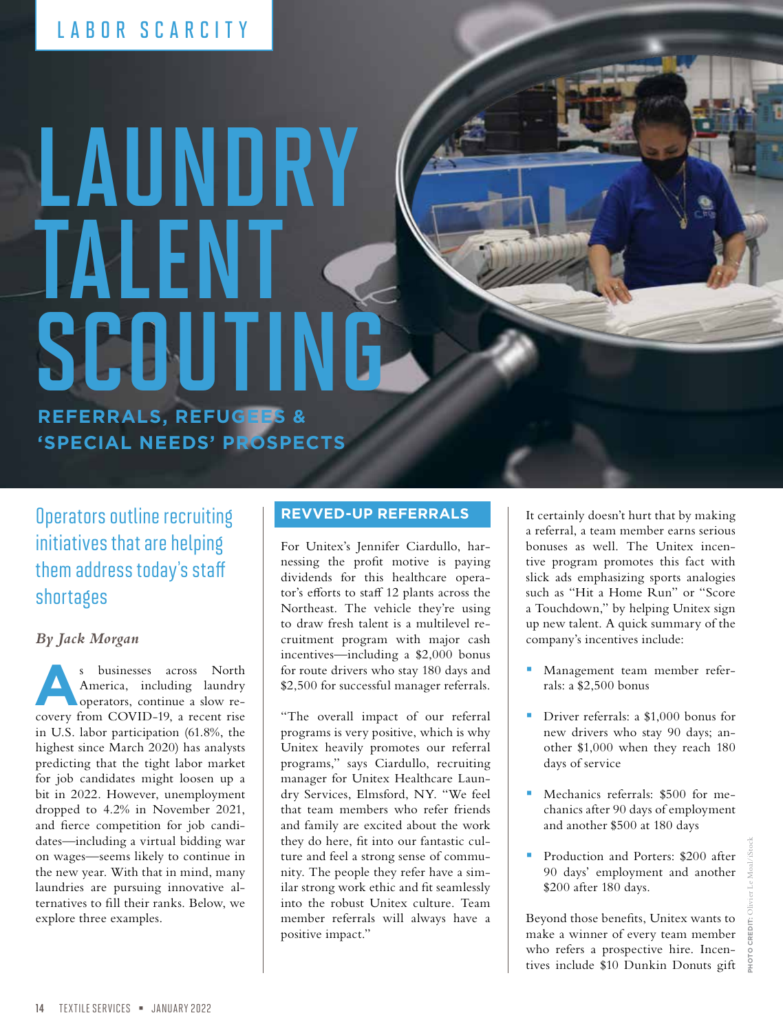LABOR SCARCITY

# LAUNDRY TALENT SCOUTING

## REFERRALS, REFUGEES & 'SPECIAL NEEDS' PROSPECTS

Operators outline recruiting initiatives that are helping them address today's staff shortages

*By Jack Morgan*

As businesses across North America, including laundry operators, continue a slow recovery from COVID-19, a recent rise in U.S. labor participation (61.8%, the highest since March 2020) has analysts predicting that the tight labor market for job candidates might loosen up a bit in 2022. However, unemployment dropped to 4.2% in November 2021, and fierce competition for job candidates—including a virtual bidding war on wages—seems likely to continue in the new year. With that in mind, many laundries are pursuing innovative alternatives to fill their ranks. Below, we explore three examples.

### REVVED-UP REFERRALS

For Unitex's Jennifer Ciardullo, harnessing the profit motive is paying dividends for this healthcare operator's efforts to staff 12 plants across the Northeast. The vehicle they're using to draw fresh talent is a multilevel recruitment program with major cash incentives—including a $2,000 bonus for route drivers who stay 180 days and $2,500 for successful manager referrals.

"The overall impact of our referral programs is very positive, which is why Unitex heavily promotes our referral programs," says Ciardullo, recruiting manager for Unitex Healthcare Laundry Services, Elmsford, NY. "We feel that team members who refer friends and family are excited about the work they do here, fit into our fantastic culture and feel a strong sense of community. The people they refer have a similar strong work ethic and fit seamlessly into the robust Unitex culture. Team member referrals will always have a positive impact."

It certainly doesn't hurt that by making a referral, a team member earns serious bonuses as well. The Unitex incentive program promotes this fact with slick ads emphasizing sports analogies such as "Hit a Home Run" or "Score a Touchdown," by helping Unitex sign up new talent. A quick summary of the company's incentives include:

- Management team member referrals: a $2,500 bonus
- Driver referrals: a $1,000 bonus for new drivers who stay 90 days; another $1,000 when they reach 180 days of service
- Mechanics referrals: $500 for mechanics after 90 days of employment and another $500 at 180 days
- Production and Porters: $200 after 90 days' employment and another $200 after 180 days.

Beyond those benefits, Unitex wants to make a winner of every team member who refers a prospective hire. Incentives include $10 Dunkin Donuts gift

PHOTO CREDIT: Olivier Le Moal/iStock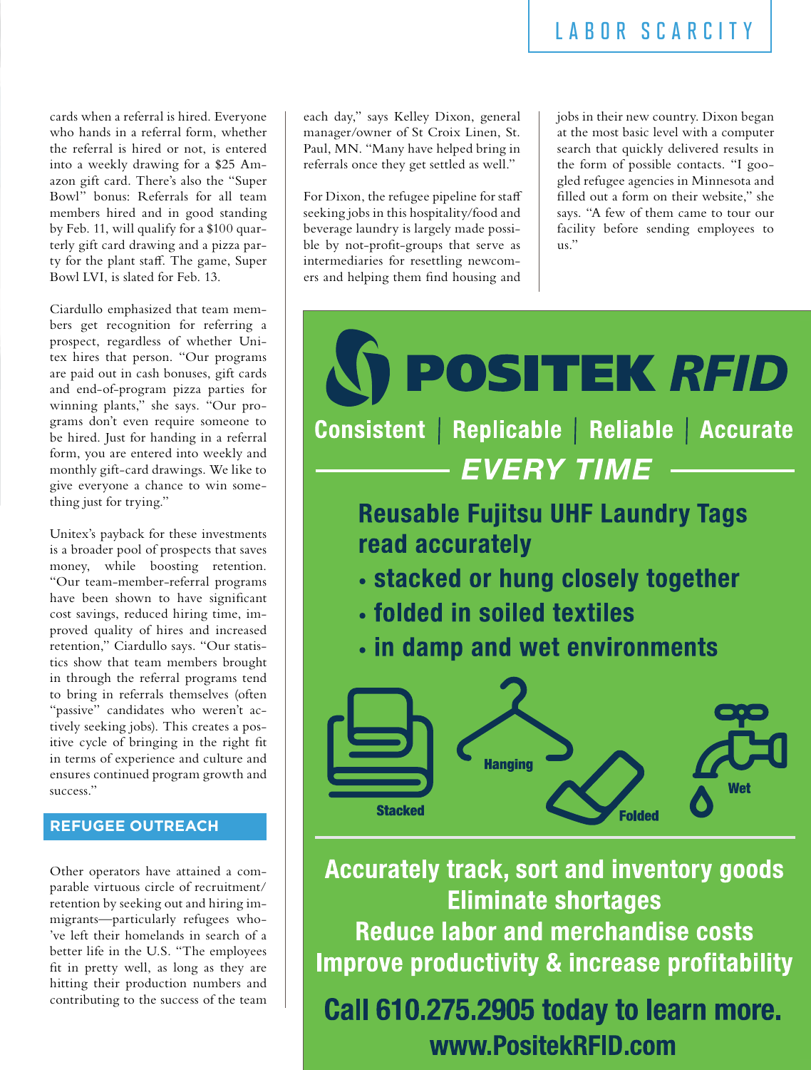cards when a referral is hired. Everyone who hands in a referral form, whether the referral is hired or not, is entered into a weekly drawing for a $25 Amazon gift card. There's also the "Super Bowl" bonus: Referrals for all team members hired and in good standing by Feb. 11, will qualify for a $100 quarterly gift card drawing and a pizza party for the plant staff. The game, Super Bowl LVI, is slated for Feb. 13.

Ciardullo emphasized that team members get recognition for referring a prospect, regardless of whether Unitex hires that person. "Our programs are paid out in cash bonuses, gift cards and end-of-program pizza parties for winning plants," she says. "Our programs don't even require someone to be hired. Just for handing in a referral form, you are entered into weekly and monthly gift-card drawings. We like to give everyone a chance to win something just for trying."

Unitex's payback for these investments is a broader pool of prospects that saves money, while boosting retention. "Our team-member-referral programs have been shown to have significant cost savings, reduced hiring time, improved quality of hires and increased retention," Ciardullo says. "Our statistics show that team members brought in through the referral programs tend to bring in referrals themselves (often "passive" candidates who weren't actively seeking jobs). This creates a positive cycle of bringing in the right fit in terms of experience and culture and ensures continued program growth and success."

## REFUGEE OUTREACH

Other operators have attained a comparable virtuous circle of recruitment/retention by seeking out and hiring immigrants—particularly refugees who've left their homelands in search of a better life in the U.S. "The employees fit in pretty well, as long as they are hitting their production numbers and contributing to the success of the team each day," says Kelley Dixon, general manager/owner of St Croix Linen, St. Paul, MN. "Many have helped bring in referrals once they get settled as well."

For Dixon, the refugee pipeline for staff seeking jobs in this hospitality/food and beverage laundry is largely made possible by not-profit-groups that serve as intermediaries for resettling newcomers and helping them find housing and jobs in their new country. Dixon began at the most basic level with a computer search that quickly delivered results in the form of possible contacts. "I googled refugee agencies in Minnesota and filled out a form on their website," she says. "A few of them came to tour our facility before sending employees to us."

**POSITEK RFID**

**Consistent | Replicable | Reliable | Accurate**

***EVERY TIME***

**Reusable Fujitsu UHF Laundry Tags read accurately**

- **stacked or hung closely together**
- **folded in soiled textiles**
- **in damp and wet environments**

Stacked · Hanging · Folded · Wet

**Accurately track, sort and inventory goods**
**Eliminate shortages**
**Reduce labor and merchandise costs**
**Improve productivity & increase profitability**

**Call 610.275.2905 today to learn more.**
**www.PositekRFID.com**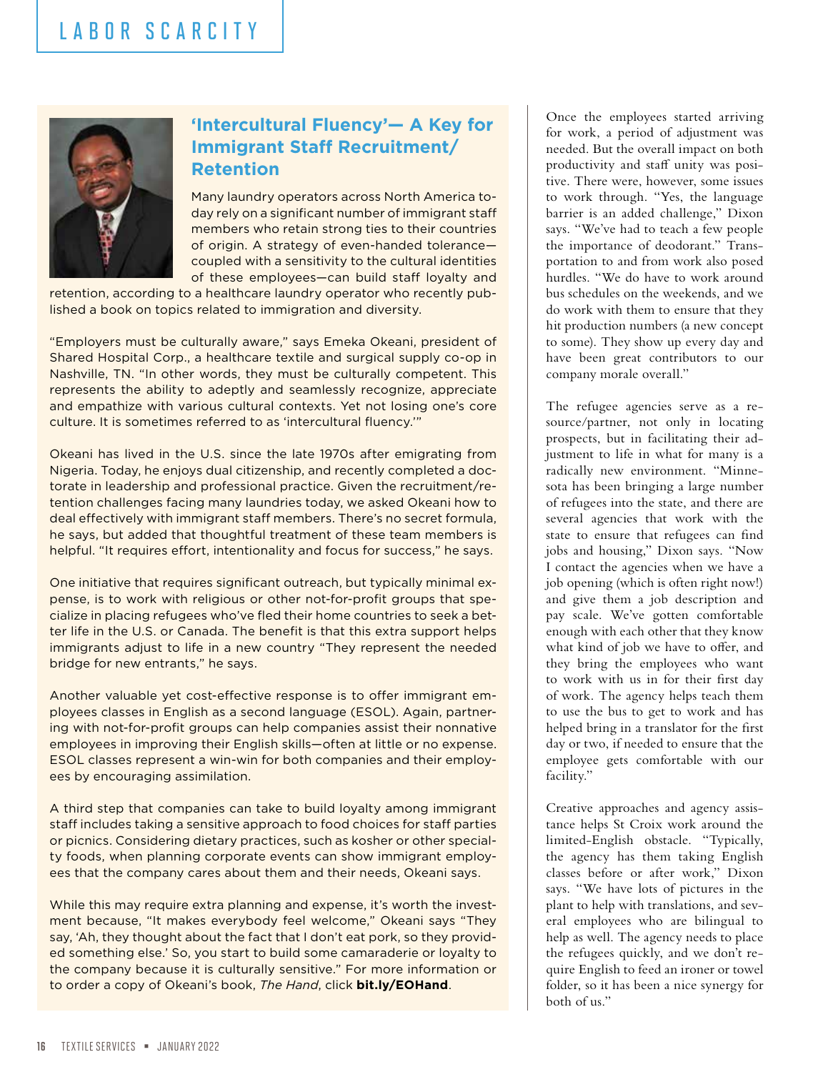## 'Intercultural Fluency'— A Key for Immigrant Staff Recruitment/ Retention

Many laundry operators across North America today rely on a significant number of immigrant staff members who retain strong ties to their countries of origin. A strategy of even-handed tolerance—coupled with a sensitivity to the cultural identities of these employees—can build staff loyalty and retention, according to a healthcare laundry operator who recently published a book on topics related to immigration and diversity.

"Employers must be culturally aware," says Emeka Okeani, president of Shared Hospital Corp., a healthcare textile and surgical supply co-op in Nashville, TN. "In other words, they must be culturally competent. This represents the ability to adeptly and seamlessly recognize, appreciate and empathize with various cultural contexts. Yet not losing one's core culture. It is sometimes referred to as 'intercultural fluency.'"

Okeani has lived in the U.S. since the late 1970s after emigrating from Nigeria. Today, he enjoys dual citizenship, and recently completed a doctorate in leadership and professional practice. Given the recruitment/retention challenges facing many laundries today, we asked Okeani how to deal effectively with immigrant staff members. There's no secret formula, he says, but added that thoughtful treatment of these team members is helpful. "It requires effort, intentionality and focus for success," he says.

One initiative that requires significant outreach, but typically minimal expense, is to work with religious or other not-for-profit groups that specialize in placing refugees who've fled their home countries to seek a better life in the U.S. or Canada. The benefit is that this extra support helps immigrants adjust to life in a new country "They represent the needed bridge for new entrants," he says.

Another valuable yet cost-effective response is to offer immigrant employees classes in English as a second language (ESOL). Again, partnering with not-for-profit groups can help companies assist their nonnative employees in improving their English skills—often at little or no expense. ESOL classes represent a win-win for both companies and their employees by encouraging assimilation.

A third step that companies can take to build loyalty among immigrant staff includes taking a sensitive approach to food choices for staff parties or picnics. Considering dietary practices, such as kosher or other specialty foods, when planning corporate events can show immigrant employees that the company cares about them and their needs, Okeani says.

While this may require extra planning and expense, it's worth the investment because, "It makes everybody feel welcome," Okeani says "They say, 'Ah, they thought about the fact that I don't eat pork, so they provided something else.' So, you start to build some camaraderie or loyalty to the company because it is culturally sensitive." For more information or to order a copy of Okeani's book, *The Hand*, click **bit.ly/EOHand**.

Once the employees started arriving for work, a period of adjustment was needed. But the overall impact on both productivity and staff unity was positive. There were, however, some issues to work through. "Yes, the language barrier is an added challenge," Dixon says. "We've had to teach a few people the importance of deodorant." Transportation to and from work also posed hurdles. "We do have to work around bus schedules on the weekends, and we do work with them to ensure that they hit production numbers (a new concept to some). They show up every day and have been great contributors to our company morale overall."

The refugee agencies serve as a resource/partner, not only in locating prospects, but in facilitating their adjustment to life in what for many is a radically new environment. "Minnesota has been bringing a large number of refugees into the state, and there are several agencies that work with the state to ensure that refugees can find jobs and housing," Dixon says. "Now I contact the agencies when we have a job opening (which is often right now!) and give them a job description and pay scale. We've gotten comfortable enough with each other that they know what kind of job we have to offer, and they bring the employees who want to work with us in for their first day of work. The agency helps teach them to use the bus to get to work and has helped bring in a translator for the first day or two, if needed to ensure that the employee gets comfortable with our facility."

Creative approaches and agency assistance helps St Croix work around the limited-English obstacle. "Typically, the agency has them taking English classes before or after work," Dixon says. "We have lots of pictures in the plant to help with translations, and several employees who are bilingual to help as well. The agency needs to place the refugees quickly, and we don't require English to feed an ironer or towel folder, so it has been a nice synergy for both of us."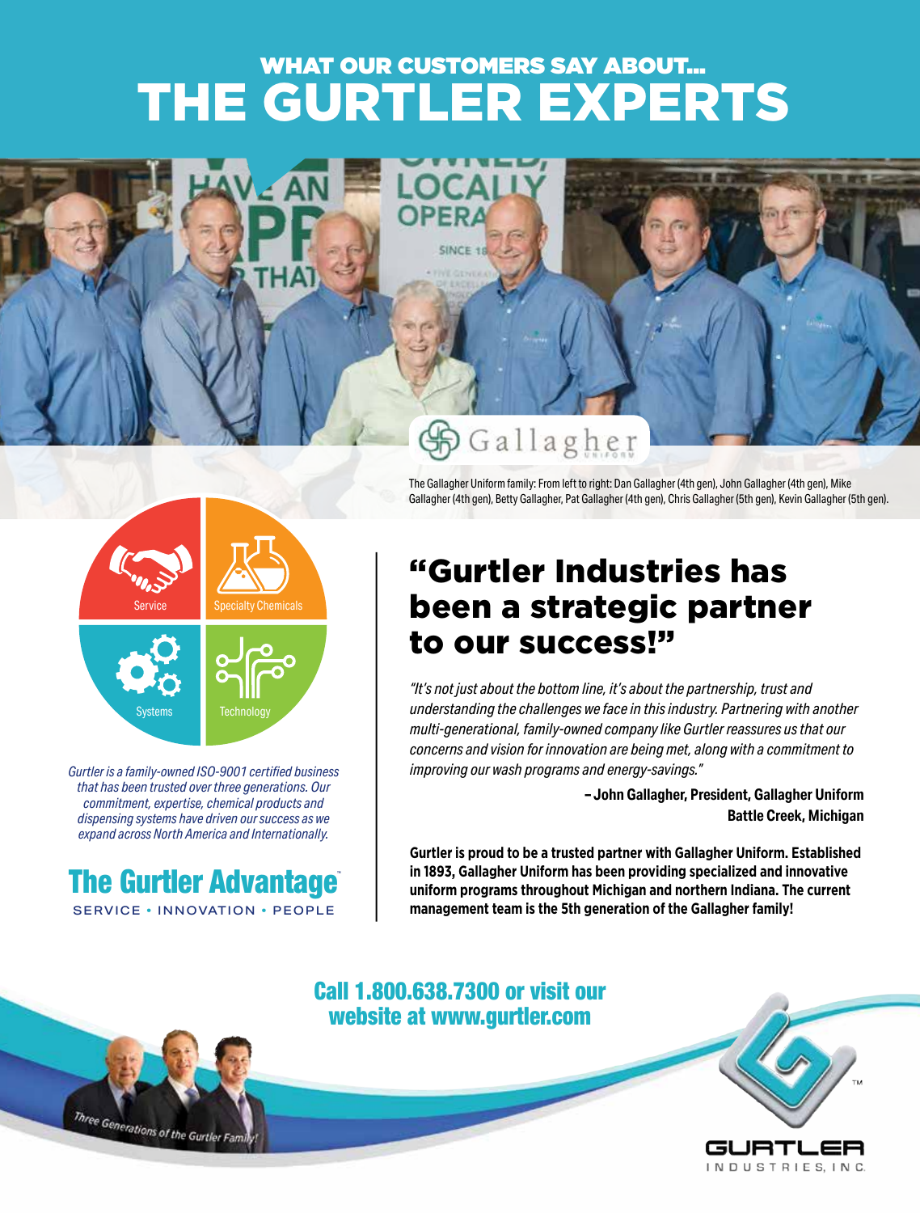## WHAT OUR CUSTOMERS SAY ABOUT...

# THE GURTLER EXPERTS

The Gallagher Uniform family: From left to right: Dan Gallagher (4th gen), John Gallagher (4th gen), Mike Gallagher (4th gen), Betty Gallagher, Pat Gallagher (4th gen), Chris Gallagher (5th gen), Kevin Gallagher (5th gen).

Service · Specialty Chemicals · Systems · Technology

*Gurtler is a family-owned ISO-9001 certified business that has been trusted over three generations. Our commitment, expertise, chemical products and dispensing systems have driven our success as we expand across North America and Internationally.*

**The Gurtler Advantage™**

SERVICE • INNOVATION • PEOPLE

## "Gurtler Industries has been a strategic partner to our success!"

*"It's not just about the bottom line, it's about the partnership, trust and understanding the challenges we face in this industry. Partnering with another multi-generational, family-owned company like Gurtler reassures us that our concerns and vision for innovation are being met, along with a commitment to improving our wash programs and energy-savings."*

**– John Gallagher, President, Gallagher Uniform**
**Battle Creek, Michigan**

**Gurtler is proud to be a trusted partner with Gallagher Uniform. Established in 1893, Gallagher Uniform has been providing specialized and innovative uniform programs throughout Michigan and northern Indiana. The current management team is the 5th generation of the Gallagher family!**

**Call 1.800.638.7300 or visit our website at www.gurtler.com**

*Three Generations of the Gurtler Family!*

GURTLER INDUSTRIES, INC.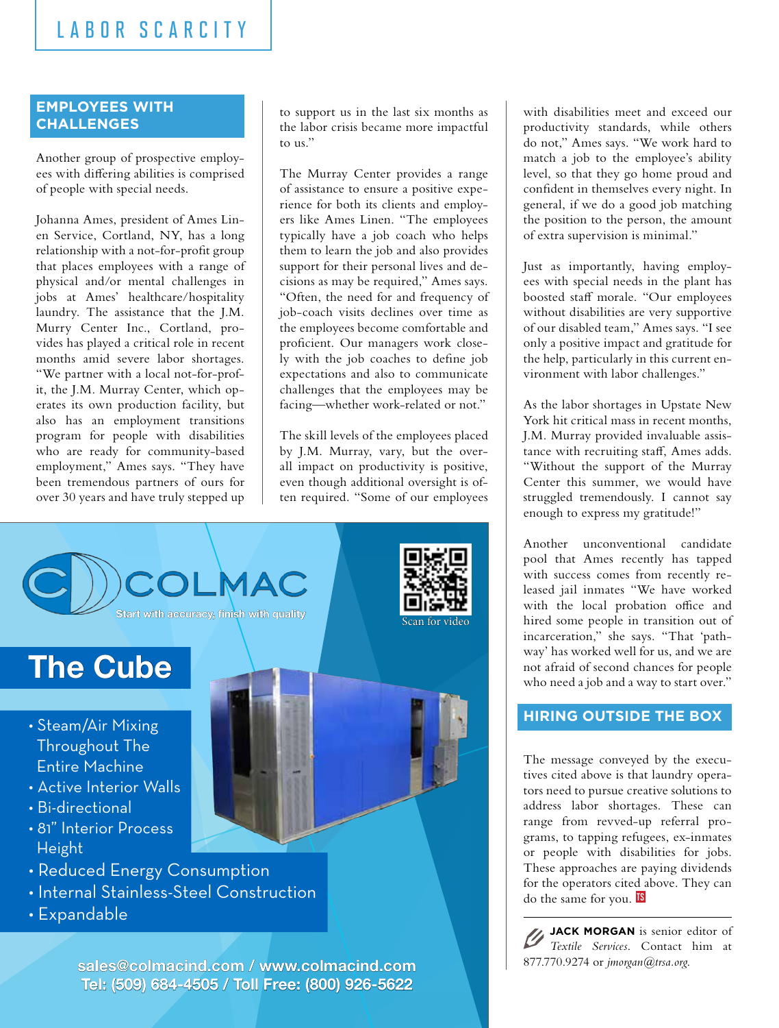## EMPLOYEES WITH CHALLENGES

Another group of prospective employees with differing abilities is comprised of people with special needs.

Johanna Ames, president of Ames Linen Service, Cortland, NY, has a long relationship with a not-for-profit group that places employees with a range of physical and/or mental challenges in jobs at Ames' healthcare/hospitality laundry. The assistance that the J.M. Murry Center Inc., Cortland, provides has played a critical role in recent months amid severe labor shortages. "We partner with a local not-for-profit, the J.M. Murray Center, which operates its own production facility, but also has an employment transitions program for people with disabilities who are ready for community-based employment," Ames says. "They have been tremendous partners of ours for over 30 years and have truly stepped up to support us in the last six months as the labor crisis became more impactful to us."

The Murray Center provides a range of assistance to ensure a positive experience for both its clients and employers like Ames Linen. "The employees typically have a job coach who helps them to learn the job and also provides support for their personal lives and decisions as may be required," Ames says. "Often, the need for and frequency of job-coach visits declines over time as the employees become comfortable and proficient. Our managers work closely with the job coaches to define job expectations and also to communicate challenges that the employees may be facing—whether work-related or not."

The skill levels of the employees placed by J.M. Murray, vary, but the overall impact on productivity is positive, even though additional oversight is often required. "Some of our employees with disabilities meet and exceed our productivity standards, while others do not," Ames says. "We work hard to match a job to the employee's ability level, so that they go home proud and confident in themselves every night. In general, if we do a good job matching the position to the person, the amount of extra supervision is minimal."

Just as importantly, having employees with special needs in the plant has boosted staff morale. "Our employees without disabilities are very supportive of our disabled team," Ames says. "I see only a positive impact and gratitude for the help, particularly in this current environment with labor challenges."

As the labor shortages in Upstate New York hit critical mass in recent months, J.M. Murray provided invaluable assistance with recruiting staff, Ames adds. "Without the support of the Murray Center this summer, we would have struggled tremendously. I cannot say enough to express my gratitude!"

Another unconventional candidate pool that Ames recently has tapped with success comes from recently released jail inmates "We have worked with the local probation office and hired some people in transition out of incarceration," she says. "That 'pathway' has worked well for us, and we are not afraid of second chances for people who need a job and a way to start over."

## HIRING OUTSIDE THE BOX

The message conveyed by the executives cited above is that laundry operators need to pursue creative solutions to address labor shortages. These can range from revved-up referral programs, to tapping refugees, ex-inmates or people with disabilities for jobs. These approaches are paying dividends for the operators cited above. They can do the same for you. TS

**JACK MORGAN** is senior editor of *Textile Services*. Contact him at 877.770.9274 or *jmorgan@trsa.org*.

---

COLMAC
Start with accuracy, finish with quality

Scan for video

**The Cube**

- Steam/Air Mixing Throughout The Entire Machine
- Active Interior Walls
- Bi-directional
- 81" Interior Process Height
- Reduced Energy Consumption
- Internal Stainless-Steel Construction
- Expandable

sales@colmacind.com / www.colmacind.com
Tel: (509) 684-4505 / Toll Free: (800) 926-5622